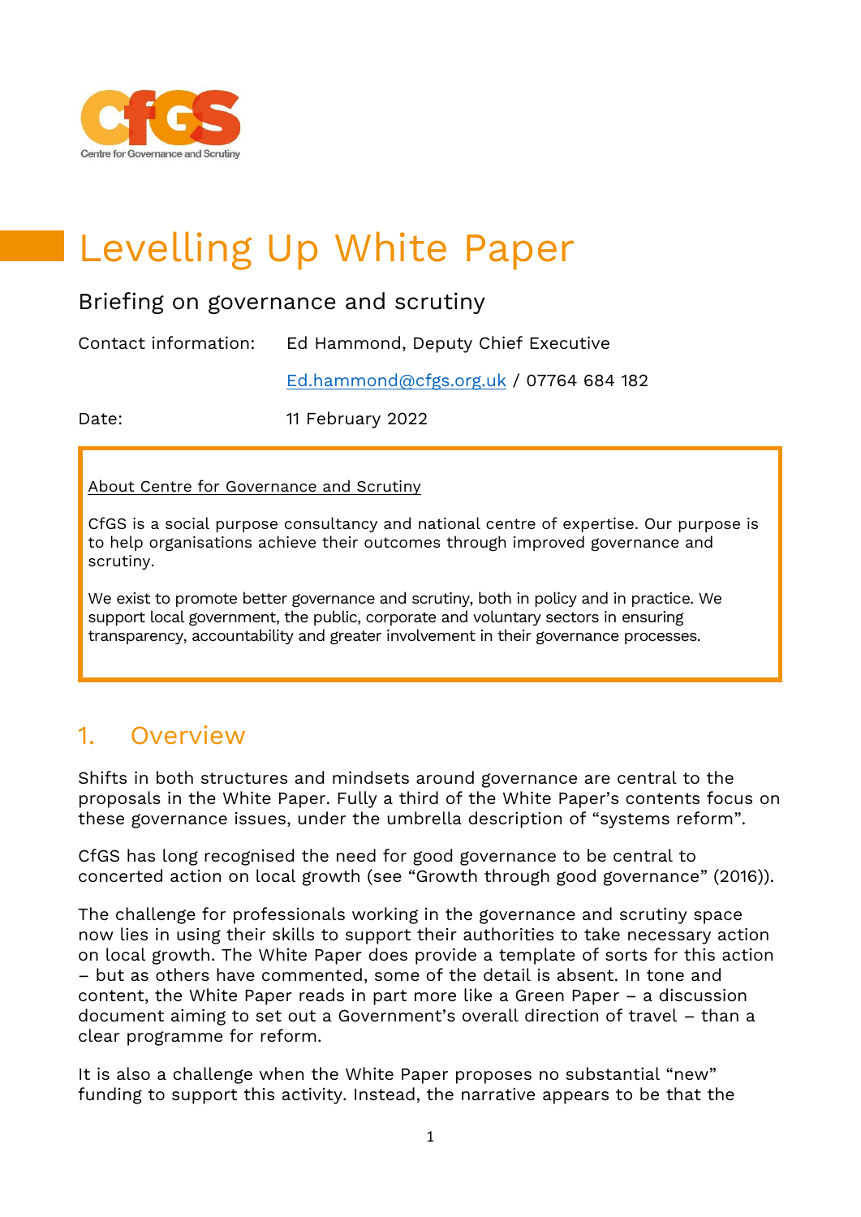# Levelling Up White Paper

## Briefing on governance and scrutiny

Contact information: Ed Hammond, Deputy Chief Executive

Ed.hammond@cfgs.org.uk / 07764 684 182

Date: 11 February 2022

> About Centre for Governance and Scrutiny
>
> CfGS is a social purpose consultancy and national centre of expertise. Our purpose is to help organisations achieve their outcomes through improved governance and scrutiny.
>
> We exist to promote better governance and scrutiny, both in policy and in practice. We support local government, the public, corporate and voluntary sectors in ensuring transparency, accountability and greater involvement in their governance processes.

## 1. Overview

Shifts in both structures and mindsets around governance are central to the proposals in the White Paper. Fully a third of the White Paper's contents focus on these governance issues, under the umbrella description of "systems reform".

CfGS has long recognised the need for good governance to be central to concerted action on local growth (see "Growth through good governance" (2016)).

The challenge for professionals working in the governance and scrutiny space now lies in using their skills to support their authorities to take necessary action on local growth. The White Paper does provide a template of sorts for this action – but as others have commented, some of the detail is absent. In tone and content, the White Paper reads in part more like a Green Paper – a discussion document aiming to set out a Government's overall direction of travel – than a clear programme for reform.

It is also a challenge when the White Paper proposes no substantial "new" funding to support this activity. Instead, the narrative appears to be that the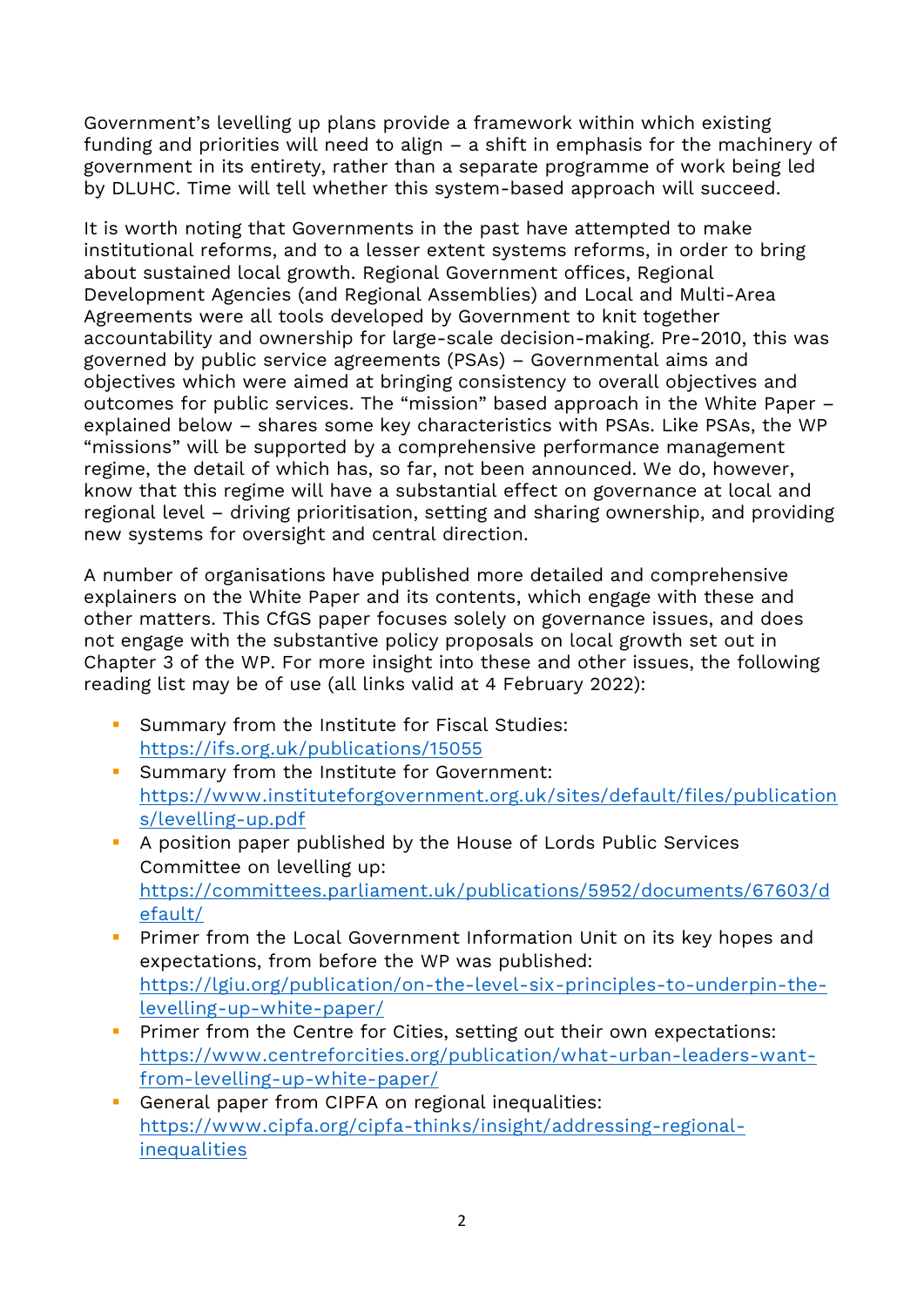Government's levelling up plans provide a framework within which existing funding and priorities will need to align – a shift in emphasis for the machinery of government in its entirety, rather than a separate programme of work being led by DLUHC. Time will tell whether this system-based approach will succeed.

It is worth noting that Governments in the past have attempted to make institutional reforms, and to a lesser extent systems reforms, in order to bring about sustained local growth. Regional Government offices, Regional Development Agencies (and Regional Assemblies) and Local and Multi-Area Agreements were all tools developed by Government to knit together accountability and ownership for large-scale decision-making. Pre-2010, this was governed by public service agreements (PSAs) – Governmental aims and objectives which were aimed at bringing consistency to overall objectives and outcomes for public services. The "mission" based approach in the White Paper – explained below – shares some key characteristics with PSAs. Like PSAs, the WP "missions" will be supported by a comprehensive performance management regime, the detail of which has, so far, not been announced. We do, however, know that this regime will have a substantial effect on governance at local and regional level – driving prioritisation, setting and sharing ownership, and providing new systems for oversight and central direction.

A number of organisations have published more detailed and comprehensive explainers on the White Paper and its contents, which engage with these and other matters. This CfGS paper focuses solely on governance issues, and does not engage with the substantive policy proposals on local growth set out in Chapter 3 of the WP. For more insight into these and other issues, the following reading list may be of use (all links valid at 4 February 2022):

- Summary from the Institute for Fiscal Studies: https://ifs.org.uk/publications/15055
- Summary from the Institute for Government: https://www.instituteforgovernment.org.uk/sites/default/files/publications/levelling-up.pdf
- A position paper published by the House of Lords Public Services Committee on levelling up: https://committees.parliament.uk/publications/5952/documents/67603/default/
- Primer from the Local Government Information Unit on its key hopes and expectations, from before the WP was published: https://lgiu.org/publication/on-the-level-six-principles-to-underpin-the-levelling-up-white-paper/
- Primer from the Centre for Cities, setting out their own expectations: https://www.centreforcities.org/publication/what-urban-leaders-want-from-levelling-up-white-paper/
- General paper from CIPFA on regional inequalities: https://www.cipfa.org/cipfa-thinks/insight/addressing-regional-inequalities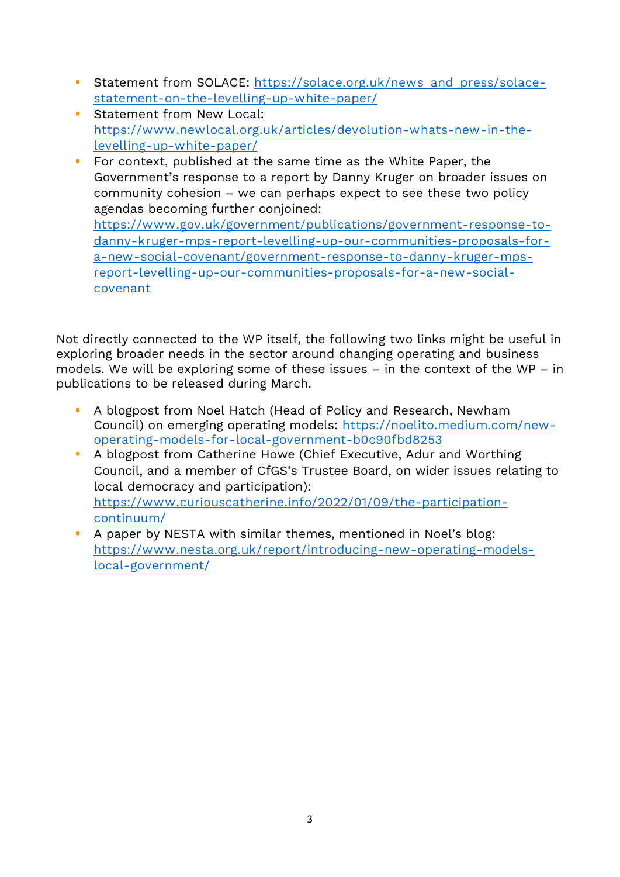- Statement from SOLACE: https://solace.org.uk/news_and_press/solace-statement-on-the-levelling-up-white-paper/
- Statement from New Local: https://www.newlocal.org.uk/articles/devolution-whats-new-in-the-levelling-up-white-paper/
- For context, published at the same time as the White Paper, the Government's response to a report by Danny Kruger on broader issues on community cohesion – we can perhaps expect to see these two policy agendas becoming further conjoined: https://www.gov.uk/government/publications/government-response-to-danny-kruger-mps-report-levelling-up-our-communities-proposals-for-a-new-social-covenant/government-response-to-danny-kruger-mps-report-levelling-up-our-communities-proposals-for-a-new-social-covenant

Not directly connected to the WP itself, the following two links might be useful in exploring broader needs in the sector around changing operating and business models. We will be exploring some of these issues – in the context of the WP – in publications to be released during March.

- A blogpost from Noel Hatch (Head of Policy and Research, Newham Council) on emerging operating models: https://noelito.medium.com/new-operating-models-for-local-government-b0c90fbd8253
- A blogpost from Catherine Howe (Chief Executive, Adur and Worthing Council, and a member of CfGS's Trustee Board, on wider issues relating to local democracy and participation): https://www.curiouscatherine.info/2022/01/09/the-participation-continuum/
- A paper by NESTA with similar themes, mentioned in Noel's blog: https://www.nesta.org.uk/report/introducing-new-operating-models-local-government/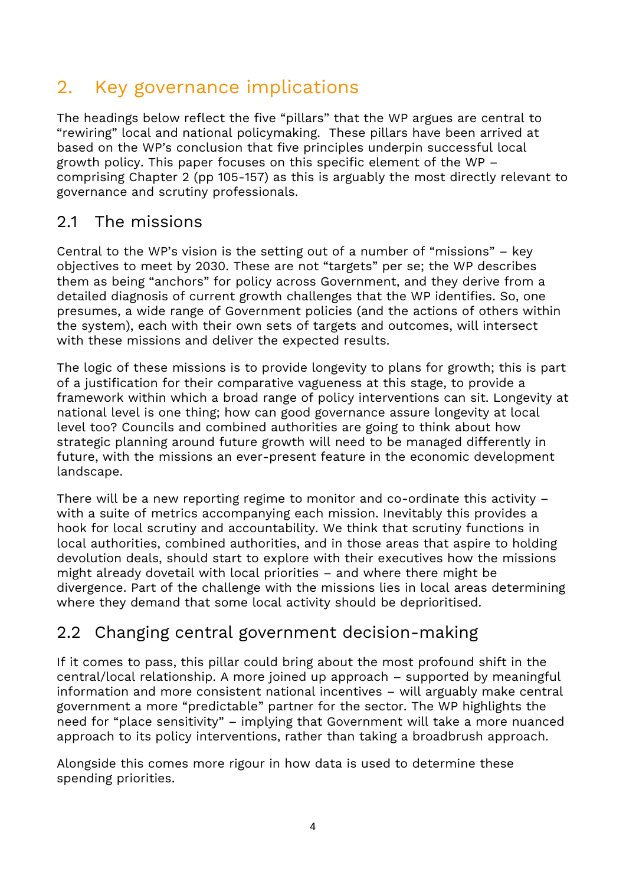# 2. Key governance implications

The headings below reflect the five "pillars" that the WP argues are central to "rewiring" local and national policymaking. These pillars have been arrived at based on the WP's conclusion that five principles underpin successful local growth policy. This paper focuses on this specific element of the WP – comprising Chapter 2 (pp 105-157) as this is arguably the most directly relevant to governance and scrutiny professionals.

## 2.1 The missions

Central to the WP's vision is the setting out of a number of "missions" – key objectives to meet by 2030. These are not "targets" per se; the WP describes them as being "anchors" for policy across Government, and they derive from a detailed diagnosis of current growth challenges that the WP identifies. So, one presumes, a wide range of Government policies (and the actions of others within the system), each with their own sets of targets and outcomes, will intersect with these missions and deliver the expected results.

The logic of these missions is to provide longevity to plans for growth; this is part of a justification for their comparative vagueness at this stage, to provide a framework within which a broad range of policy interventions can sit. Longevity at national level is one thing; how can good governance assure longevity at local level too? Councils and combined authorities are going to think about how strategic planning around future growth will need to be managed differently in future, with the missions an ever-present feature in the economic development landscape.

There will be a new reporting regime to monitor and co-ordinate this activity – with a suite of metrics accompanying each mission. Inevitably this provides a hook for local scrutiny and accountability. We think that scrutiny functions in local authorities, combined authorities, and in those areas that aspire to holding devolution deals, should start to explore with their executives how the missions might already dovetail with local priorities – and where there might be divergence. Part of the challenge with the missions lies in local areas determining where they demand that some local activity should be deprioritised.

## 2.2 Changing central government decision-making

If it comes to pass, this pillar could bring about the most profound shift in the central/local relationship. A more joined up approach – supported by meaningful information and more consistent national incentives – will arguably make central government a more "predictable" partner for the sector. The WP highlights the need for "place sensitivity" – implying that Government will take a more nuanced approach to its policy interventions, rather than taking a broadbrush approach.

Alongside this comes more rigour in how data is used to determine these spending priorities.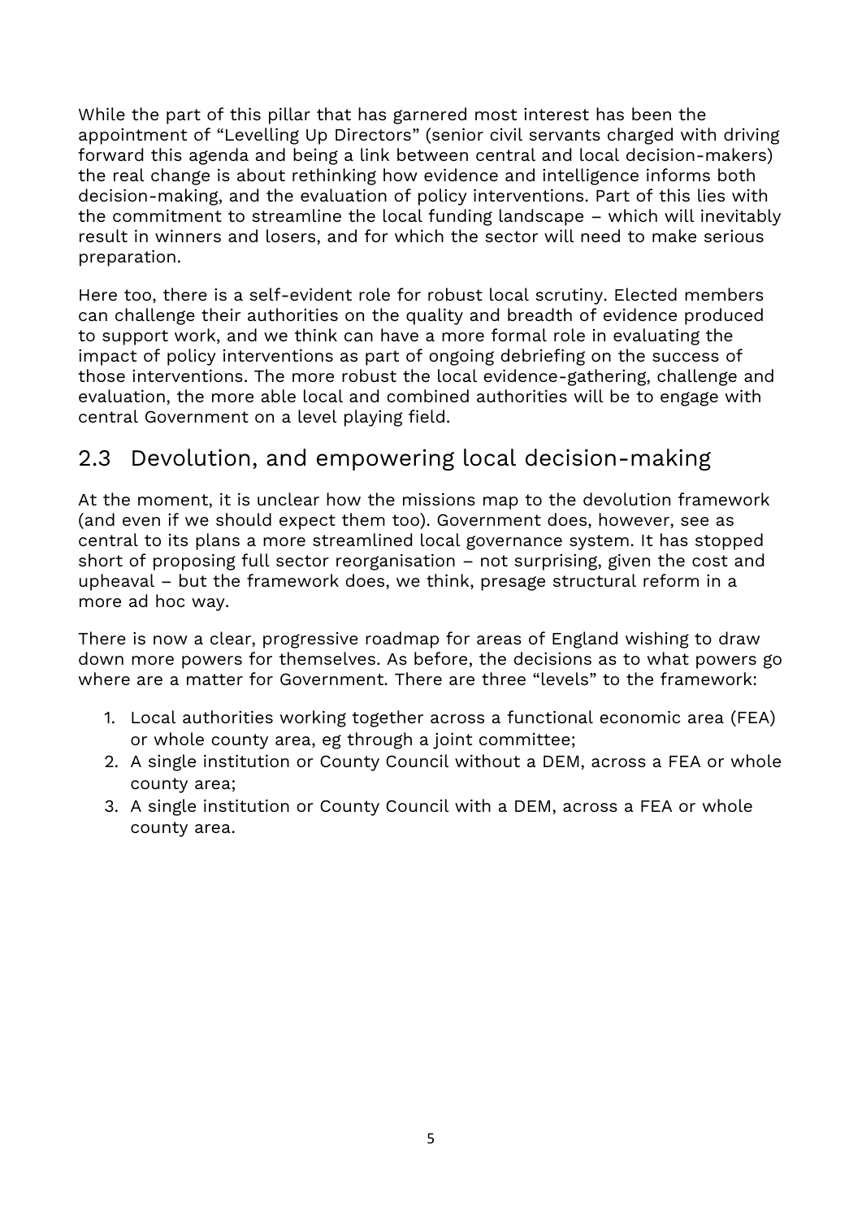While the part of this pillar that has garnered most interest has been the appointment of "Levelling Up Directors" (senior civil servants charged with driving forward this agenda and being a link between central and local decision-makers) the real change is about rethinking how evidence and intelligence informs both decision-making, and the evaluation of policy interventions. Part of this lies with the commitment to streamline the local funding landscape – which will inevitably result in winners and losers, and for which the sector will need to make serious preparation.

Here too, there is a self-evident role for robust local scrutiny. Elected members can challenge their authorities on the quality and breadth of evidence produced to support work, and we think can have a more formal role in evaluating the impact of policy interventions as part of ongoing debriefing on the success of those interventions. The more robust the local evidence-gathering, challenge and evaluation, the more able local and combined authorities will be to engage with central Government on a level playing field.

## 2.3 Devolution, and empowering local decision-making

At the moment, it is unclear how the missions map to the devolution framework (and even if we should expect them too). Government does, however, see as central to its plans a more streamlined local governance system. It has stopped short of proposing full sector reorganisation – not surprising, given the cost and upheaval – but the framework does, we think, presage structural reform in a more ad hoc way.

There is now a clear, progressive roadmap for areas of England wishing to draw down more powers for themselves. As before, the decisions as to what powers go where are a matter for Government. There are three "levels" to the framework:

1. Local authorities working together across a functional economic area (FEA) or whole county area, eg through a joint committee;
2. A single institution or County Council without a DEM, across a FEA or whole county area;
3. A single institution or County Council with a DEM, across a FEA or whole county area.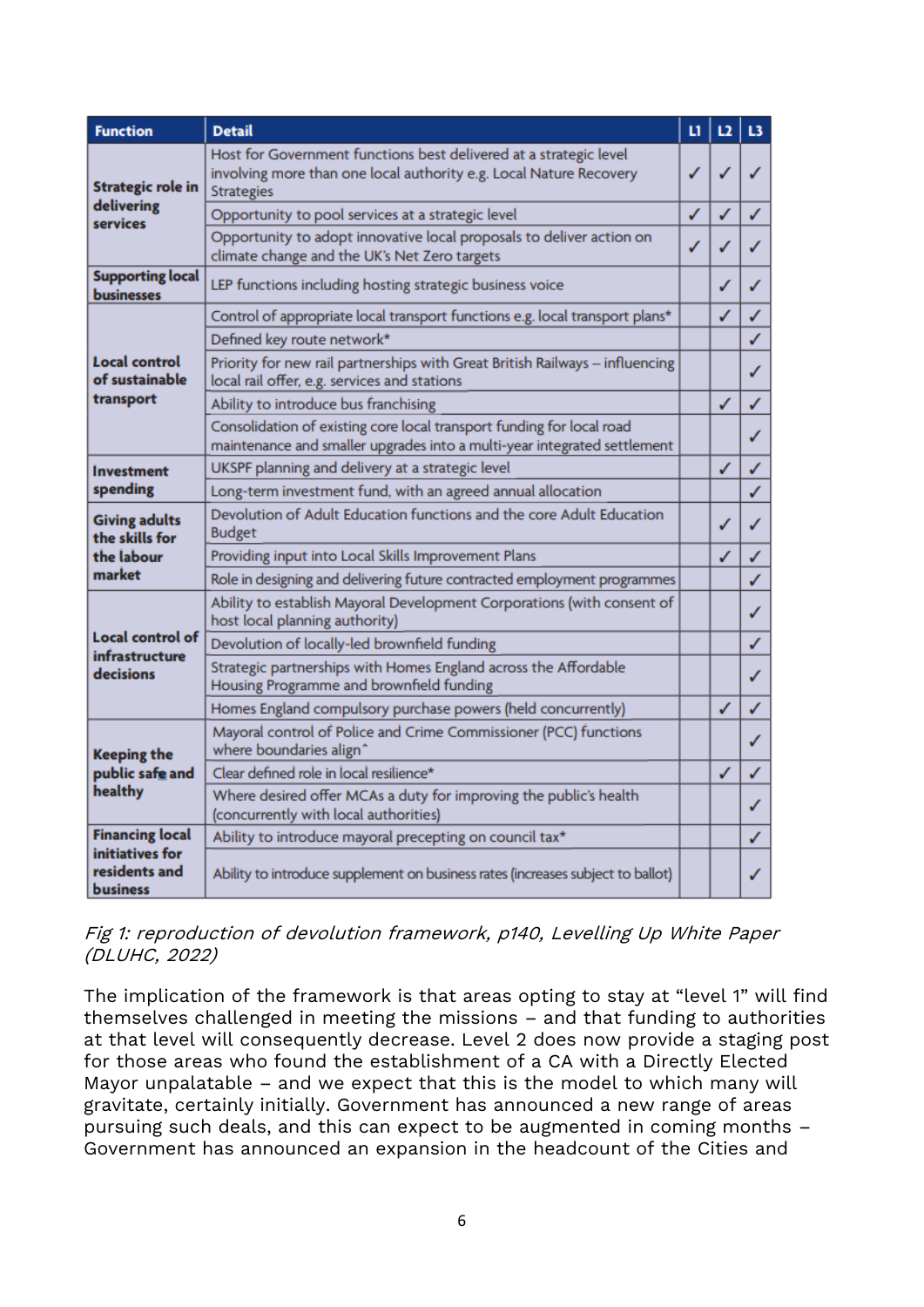| Function | Detail | L1 | L2 | L3 |
|---|---|---|---|---|
| Strategic role in delivering services | Host for Government functions best delivered at a strategic level involving more than one local authority e.g. Local Nature Recovery Strategies | ✓ | ✓ | ✓ |
| | Opportunity to pool services at a strategic level | ✓ | ✓ | ✓ |
| | Opportunity to adopt innovative local proposals to deliver action on climate change and the UK's Net Zero targets | ✓ | ✓ | ✓ |
| Supporting local businesses | LEP functions including hosting strategic business voice | | ✓ | ✓ |
| Local control of sustainable transport | Control of appropriate local transport functions e.g. local transport plans* | | ✓ | ✓ |
| | Defined key route network* | | | ✓ |
| | Priority for new rail partnerships with Great British Railways – influencing local rail offer, e.g. services and stations | | | ✓ |
| | Ability to introduce bus franchising | | ✓ | ✓ |
| | Consolidation of existing core local transport funding for local road maintenance and smaller upgrades into a multi-year integrated settlement | | | ✓ |
| Investment spending | UKSPF planning and delivery at a strategic level | | ✓ | ✓ |
| | Long-term investment fund, with an agreed annual allocation | | | ✓ |
| Giving adults the skills for the labour market | Devolution of Adult Education functions and the core Adult Education Budget | | ✓ | ✓ |
| | Providing input into Local Skills Improvement Plans | | ✓ | ✓ |
| | Role in designing and delivering future contracted employment programmes | | | ✓ |
| Local control of infrastructure decisions | Ability to establish Mayoral Development Corporations (with consent of host local planning authority) | | | ✓ |
| | Devolution of locally-led brownfield funding | | | ✓ |
| | Strategic partnerships with Homes England across the Affordable Housing Programme and brownfield funding | | | ✓ |
| | Homes England compulsory purchase powers (held concurrently) | | ✓ | ✓ |
| Keeping the public safe and healthy | Mayoral control of Police and Crime Commissioner (PCC) functions where boundaries align^ | | | ✓ |
| | Clear defined role in local resilience* | | ✓ | ✓ |
| | Where desired offer MCAs a duty for improving the public's health (concurrently with local authorities) | | | ✓ |
| Financing local initiatives for residents and business | Ability to introduce mayoral precepting on council tax* | | | ✓ |
| | Ability to introduce supplement on business rates (increases subject to ballot) | | | ✓ |

*Fig 1: reproduction of devolution framework, p140, Levelling Up White Paper (DLUHC, 2022)*

The implication of the framework is that areas opting to stay at "level 1" will find themselves challenged in meeting the missions – and that funding to authorities at that level will consequently decrease. Level 2 does now provide a staging post for those areas who found the establishment of a CA with a Directly Elected Mayor unpalatable – and we expect that this is the model to which many will gravitate, certainly initially. Government has announced a new range of areas pursuing such deals, and this can expect to be augmented in coming months – Government has announced an expansion in the headcount of the Cities and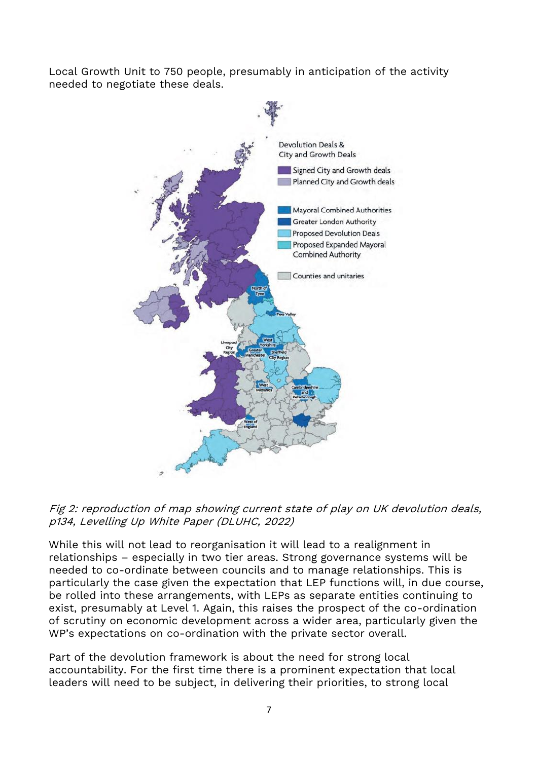Local Growth Unit to 750 people, presumably in anticipation of the activity needed to negotiate these deals.

*Fig 2: reproduction of map showing current state of play on UK devolution deals, p134, Levelling Up White Paper (DLUHC, 2022)*

While this will not lead to reorganisation it will lead to a realignment in relationships – especially in two tier areas. Strong governance systems will be needed to co-ordinate between councils and to manage relationships. This is particularly the case given the expectation that LEP functions will, in due course, be rolled into these arrangements, with LEPs as separate entities continuing to exist, presumably at Level 1. Again, this raises the prospect of the co-ordination of scrutiny on economic development across a wider area, particularly given the WP's expectations on co-ordination with the private sector overall.

Part of the devolution framework is about the need for strong local accountability. For the first time there is a prominent expectation that local leaders will need to be subject, in delivering their priorities, to strong local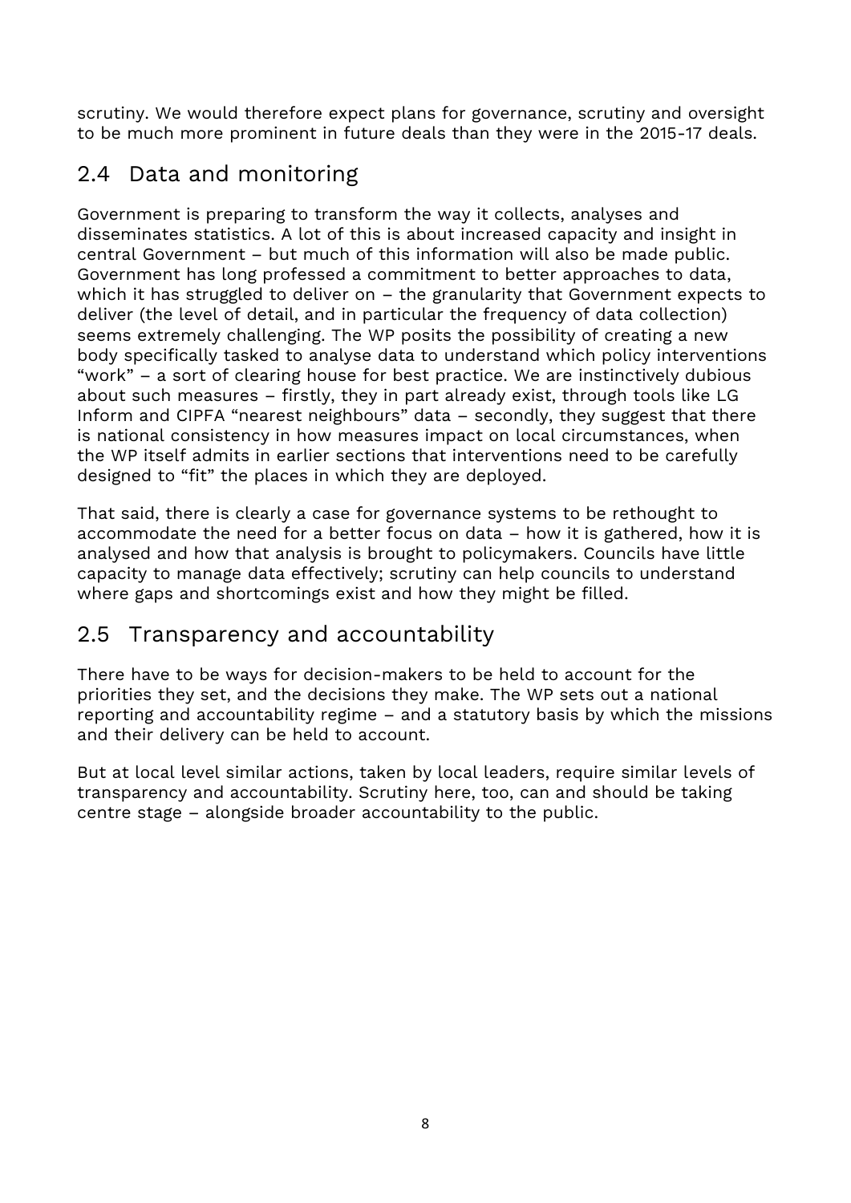scrutiny. We would therefore expect plans for governance, scrutiny and oversight to be much more prominent in future deals than they were in the 2015-17 deals.

## 2.4 Data and monitoring

Government is preparing to transform the way it collects, analyses and disseminates statistics. A lot of this is about increased capacity and insight in central Government – but much of this information will also be made public. Government has long professed a commitment to better approaches to data, which it has struggled to deliver on – the granularity that Government expects to deliver (the level of detail, and in particular the frequency of data collection) seems extremely challenging. The WP posits the possibility of creating a new body specifically tasked to analyse data to understand which policy interventions "work" – a sort of clearing house for best practice. We are instinctively dubious about such measures – firstly, they in part already exist, through tools like LG Inform and CIPFA "nearest neighbours" data – secondly, they suggest that there is national consistency in how measures impact on local circumstances, when the WP itself admits in earlier sections that interventions need to be carefully designed to "fit" the places in which they are deployed.

That said, there is clearly a case for governance systems to be rethought to accommodate the need for a better focus on data – how it is gathered, how it is analysed and how that analysis is brought to policymakers. Councils have little capacity to manage data effectively; scrutiny can help councils to understand where gaps and shortcomings exist and how they might be filled.

## 2.5 Transparency and accountability

There have to be ways for decision-makers to be held to account for the priorities they set, and the decisions they make. The WP sets out a national reporting and accountability regime – and a statutory basis by which the missions and their delivery can be held to account.

But at local level similar actions, taken by local leaders, require similar levels of transparency and accountability. Scrutiny here, too, can and should be taking centre stage – alongside broader accountability to the public.